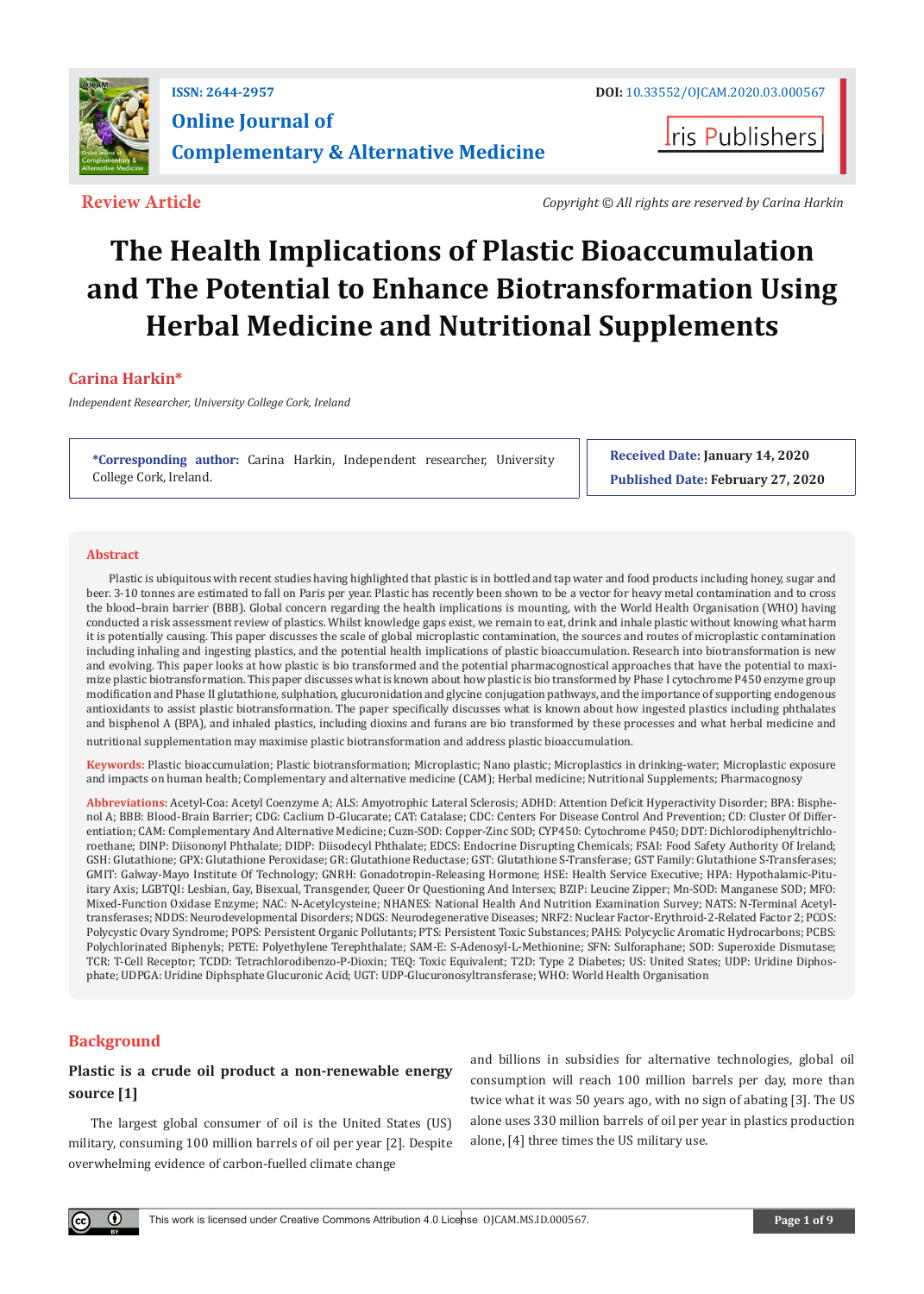ISSN: 2644-2957

DOI: 10.33552/OJCAM.2020.03.000567

**Online Journal of Complementary & Alternative Medicine**

Iris Publishers

**Review Article**

*Copyright © All rights are reserved by Carina Harkin*

# The Health Implications of Plastic Bioaccumulation and The Potential to Enhance Biotransformation Using Herbal Medicine and Nutritional Supplements

**Carina Harkin***

*Independent Researcher, University College Cork, Ireland*

**\*Corresponding author:** Carina Harkin, Independent researcher, University College Cork, Ireland.

**Received Date:** January 14, 2020

**Published Date:** February 27, 2020

## Abstract

Plastic is ubiquitous with recent studies having highlighted that plastic is in bottled and tap water and food products including honey, sugar and beer. 3-10 tonnes are estimated to fall on Paris per year. Plastic has recently been shown to be a vector for heavy metal contamination and to cross the blood–brain barrier (BBB). Global concern regarding the health implications is mounting, with the World Health Organisation (WHO) having conducted a risk assessment review of plastics. Whilst knowledge gaps exist, we remain to eat, drink and inhale plastic without knowing what harm it is potentially causing. This paper discusses the scale of global microplastic contamination, the sources and routes of microplastic contamination including inhaling and ingesting plastics, and the potential health implications of plastic bioaccumulation. Research into biotransformation is new and evolving. This paper looks at how plastic is bio transformed and the potential pharmacognostical approaches that have the potential to maximize plastic biotransformation. This paper discusses what is known about how plastic is bio transformed by Phase I cytochrome P450 group modification and Phase II glutathione, sulphation, glucuronidation and glycine conjugation pathways, and the importance of supporting endogenous antioxidants to assist plastic biotransformation. The paper specifically discusses what is known about how ingested plastics including phthalates and bisphenol A (BPA), and inhaled plastics, including dioxins and furans are bio transformed by these processes and what herbal medicine and nutritional supplementation may maximise plastic biotransformation and address plastic bioaccumulation.

**Keywords:** Plastic bioaccumulation; Plastic biotransformation; Microplastic; Nano plastic; Microplastics in drinking-water; Microplastic exposure and impacts on human health; Complementary and alternative medicine (CAM); Herbal medicine; Nutritional Supplements; Pharmacognosy

**Abbreviations:** Acetyl-Coa: Acetyl Coenzyme A; ALS: Amyotrophic Lateral Sclerosis; ADHD: Attention Deficit Hyperactivity Disorder; BPA: Bisphenol A; BBB: Blood-Brain Barrier; CDG: Caclium D-Glucarate; CAT: Catalase; CDC: Centers For Disease Control And Prevention; CD: Cluster Of Differentiation; CAM: Complementary And Alternative Medicine; Cuzn-SOD: Copper-Zinc SOD; CYP450: Cytochrome P450; DDT: Dichlorodiphenyltrichloroethane; DINP: Diisononyl Phthalate; DIDP: Diisodecyl Phthalate; EDCS: Endocrine Disrupting Chemicals; FSAI: Food Safety Authority Of Ireland; GSH: Glutathione; GPX: Glutathione Peroxidase; GR: Glutathione Reductase; GST: Glutathione S-Transferase; GST Family: Glutathione S-Transferases; GMIT: Galway-Mayo Institute Of Technology; GNRH: Gonadotropin-Releasing Hormone; HSE: Health Service Executive; HPA: Hypothalamic-Pituitary Axis; LGBTQI: Lesbian, Gay, Bisexual, Transgender, Queer Or Questioning And Intersex; BZIP: Leucine Zipper; Mn-SOD: Manganese SOD; MFO: Mixed-Function Oxidase Enzyme; NAC: N-Acetylcysteine; NHANES: National Health And Nutrition Examination Survey; NATS: N-Terminal Acetyltransferases; NDDS: Neurodevelopmental Disorders; NDGS: Neurodegenerative Diseases; NRF2: Nuclear Factor-Erythroid-2-Related Factor 2; PCOS: Polycystic Ovary Syndrome; POPS: Persistent Organic Pollutants; PTS: Persistent Toxic Substances; PAHS: Polycyclic Aromatic Hydrocarbons; PCBS: Polychlorinated Biphenyls; PETE: Polyethylene Terephthalate; SAM-E: S-Adenosyl-L-Methionine; SFN: Sulforaphane; SOD: Superoxide Dismutase; TCR: T-Cell Receptor; TCDD: Tetrachlorodibenzo-P-Dioxin; TEQ: Toxic Equivalent; T2D: Type 2 Diabetes; US: United States; UDP: Uridine Diphosphate; UDPGA: Uridine Diphsphate Glucuronic Acid; UGT: UDP-Glucuronosyltransferase; WHO: World Health Organisation

## Background

### Plastic is a crude oil product a non-renewable energy source [1]

The largest global consumer of oil is the United States (US) military, consuming 100 million barrels of oil per year [2]. Despite overwhelming evidence of carbon-fuelled climate change and billions in subsidies for alternative technologies, global oil consumption will reach 100 million barrels per day, more than twice what it was 50 years ago, with no sign of abating [3]. The US alone uses 330 million barrels of oil per year in plastics production alone, [4] three times the US military use.

This work is licensed under Creative Commons Attribution 4.0 License OJCAM.MS.ID.000567.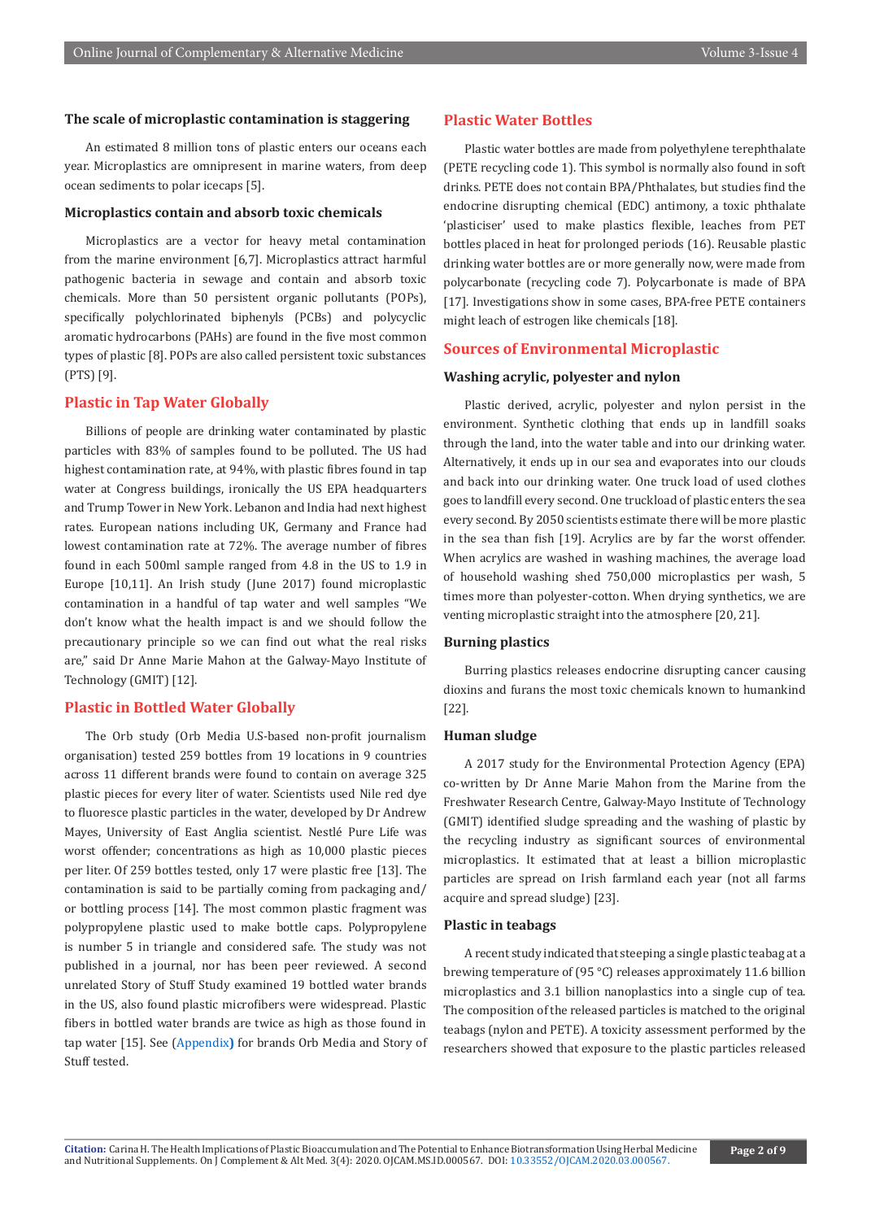### The scale of microplastic contamination is staggering

An estimated 8 million tons of plastic enters our oceans each year. Microplastics are omnipresent in marine waters, from deep ocean sediments to polar icecaps [5].

### Microplastics contain and absorb toxic chemicals

Microplastics are a vector for heavy metal contamination from the marine environment [6,7]. Microplastics attract harmful pathogenic bacteria in sewage and contain and absorb toxic chemicals. More than 50 persistent organic pollutants (POPs), specifically polychlorinated biphenyls (PCBs) and polycyclic aromatic hydrocarbons (PAHs) are found in the five most common types of plastic [8]. POPs are also called persistent toxic substances (PTS) [9].

## Plastic in Tap Water Globally

Billions of people are drinking water contaminated by plastic particles with 83% of samples found to be polluted. The US had highest contamination rate, at 94%, with plastic fibres found in tap water at Congress buildings, ironically the US EPA headquarters and Trump Tower in New York. Lebanon and India had next highest rates. European nations including UK, Germany and France had lowest contamination rate at 72%. The average number of fibres found in each 500ml sample ranged from 4.8 in the US to 1.9 in Europe [10,11]. An Irish study (June 2017) found microplastic contamination in a handful of tap water and well samples "We don't know what the health impact is and we should follow the precautionary principle so we can find out what the real risks are," said Dr Anne Marie Mahon at the Galway-Mayo Institute of Technology (GMIT) [12].

## Plastic in Bottled Water Globally

The Orb study (Orb Media U.S-based non-profit journalism organisation) tested 259 bottles from 19 locations in 9 countries across 11 different brands were found to contain on average 325 plastic pieces for every liter of water. Scientists used Nile red dye to fluoresce plastic particles in the water, developed by Dr Andrew Mayes, University of East Anglia scientist. Nestlé Pure Life was worst offender; concentrations as high as 10,000 plastic pieces per liter. Of 259 bottles tested, only 17 were plastic free [13]. The contamination is said to be partially coming from packaging and/or bottling process [14]. The most common plastic fragment was polypropylene plastic used to make bottle caps. Polypropylene is number 5 in triangle and considered safe. The study was not published in a journal, nor has been peer reviewed. A second unrelated Story of Stuff Study examined 19 bottled water brands in the US, also found plastic microfibers were widespread. Plastic fibers in bottled water brands are twice as high as those found in tap water [15]. See (Appendix) for brands Orb Media and Story of Stuff tested.

## Plastic Water Bottles

Plastic water bottles are made from polyethylene terephthalate (PETE recycling code 1). This symbol is normally also found in soft drinks. PETE does not contain BPA/Phthalates, but studies find the endocrine disrupting chemical (EDC) antimony, a toxic phthalate 'plasticiser' used to make plastics flexible, leaches from PET bottles placed in heat for prolonged periods (16). Reusable plastic drinking water bottles are or more generally now, were made from polycarbonate (recycling code 7). Polycarbonate is made of BPA [17]. Investigations show in some cases, BPA-free PETE containers might leach of estrogen like chemicals [18].

## Sources of Environmental Microplastic

### Washing acrylic, polyester and nylon

Plastic derived, acrylic, polyester and nylon persist in the environment. Synthetic clothing that ends up in landfill soaks through the land, into the water table and into our drinking water. Alternatively, it ends up in our sea and evaporates into our clouds and back into our drinking water. One truck load of used clothes goes to landfill every second. One truckload of plastic enters the sea every second. By 2050 scientists estimate there will be more plastic in the sea than fish [19]. Acrylics are by far the worst offender. When acrylics are washed in washing machines, the average load of household washing shed 750,000 microplastics per wash, 5 times more than polyester-cotton. When drying synthetics, we are venting microplastic straight into the atmosphere [20, 21].

### Burning plastics

Burring plastics releases endocrine disrupting cancer causing dioxins and furans the most toxic chemicals known to humankind [22].

### Human sludge

A 2017 study for the Environmental Protection Agency (EPA) co-written by Dr Anne Marie Mahon from the Marine from the Freshwater Research Centre, Galway-Mayo Institute of Technology (GMIT) identified sludge spreading and the washing of plastic by the recycling industry as significant sources of environmental microplastics. It estimated that at least a billion microplastic particles are spread on Irish farmland each year (not all farms acquire and spread sludge) [23].

### Plastic in teabags

A recent study indicated that steeping a single plastic teabag at a brewing temperature of (95 °C) releases approximately 11.6 billion microplastics and 3.1 billion nanoplastics into a single cup of tea. The composition of the released particles is matched to the original teabags (nylon and PETE). A toxicity assessment performed by the researchers showed that exposure to the plastic particles released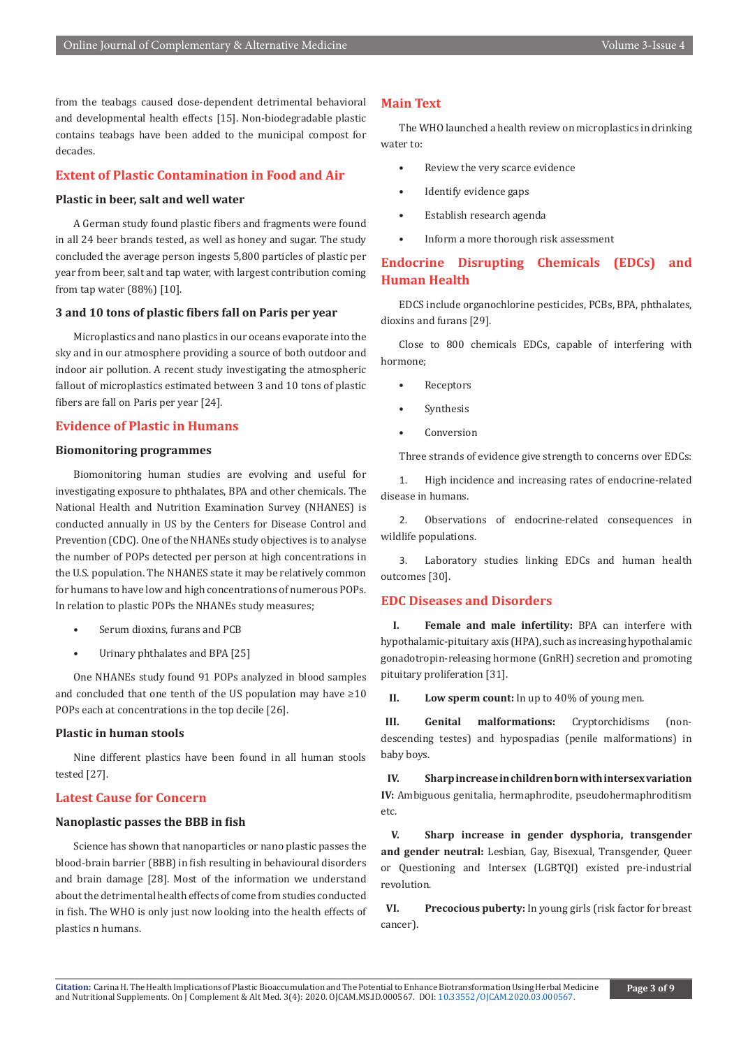from the teabags caused dose-dependent detrimental behavioral and developmental health effects [15]. Non-biodegradable plastic contains teabags have been added to the municipal compost for decades.

## Extent of Plastic Contamination in Food and Air

### Plastic in beer, salt and well water

A German study found plastic fibers and fragments were found in all 24 beer brands tested, as well as honey and sugar. The study concluded the average person ingests 5,800 particles of plastic per year from beer, salt and tap water, with largest contribution coming from tap water (88%) [10].

### 3 and 10 tons of plastic fibers fall on Paris per year

Microplastics and nano plastics in our oceans evaporate into the sky and in our atmosphere providing a source of both outdoor and indoor air pollution. A recent study investigating the atmospheric fallout of microplastics estimated between 3 and 10 tons of plastic fibers are fall on Paris per year [24].

## Evidence of Plastic in Humans

### Biomonitoring programmes

Biomonitoring human studies are evolving and useful for investigating exposure to phthalates, BPA and other chemicals. The National Health and Nutrition Examination Survey (NHANES) is conducted annually in US by the Centers for Disease Control and Prevention (CDC). One of the NHANEs study objectives is to analyse the number of POPs detected per person at high concentrations in the U.S. population. The NHANES state it may be relatively common for humans to have low and high concentrations of numerous POPs. In relation to plastic POPs the NHANEs study measures;

- Serum dioxins, furans and PCB
- Urinary phthalates and BPA [25]

One NHANEs study found 91 POPs analyzed in blood samples and concluded that one tenth of the US population may have ≥10 POPs each at concentrations in the top decile [26].

### Plastic in human stools

Nine different plastics have been found in all human stools tested [27].

## Latest Cause for Concern

### Nanoplastic passes the BBB in fish

Science has shown that nanoparticles or nano plastic passes the blood-brain barrier (BBB) in fish resulting in behavioural disorders and brain damage [28]. Most of the information we understand about the detrimental health effects of come from studies conducted in fish. The WHO is only just now looking into the health effects of plastics n humans.

## Main Text

The WHO launched a health review on microplastics in drinking water to:

- Review the very scarce evidence
- Identify evidence gaps
- Establish research agenda
- Inform a more thorough risk assessment

## Endocrine Disrupting Chemicals (EDCs) and Human Health

EDCS include organochlorine pesticides, PCBs, BPA, phthalates, dioxins and furans [29].

Close to 800 chemicals EDCs, capable of interfering with hormone;

- Receptors
- Synthesis
- Conversion

Three strands of evidence give strength to concerns over EDCs:

1. High incidence and increasing rates of endocrine-related disease in humans.
2. Observations of endocrine-related consequences in wildlife populations.
3. Laboratory studies linking EDCs and human health outcomes [30].

## EDC Diseases and Disorders

I. **Female and male infertility:** BPA can interfere with hypothalamic-pituitary axis (HPA), such as increasing hypothalamic gonadotropin-releasing hormone (GnRH) secretion and promoting pituitary proliferation [31].

II. **Low sperm count:** In up to 40% of young men.

III. **Genital malformations:** Cryptorchidisms (non-descending testes) and hypospadias (penile malformations) in baby boys.

IV. **Sharp increase in children born with intersex variation IV:** Ambiguous genitalia, hermaphrodite, pseudohermaphroditism etc.

V. **Sharp increase in gender dysphoria, transgender and gender neutral:** Lesbian, Gay, Bisexual, Transgender, Queer or Questioning and Intersex (LGBTQI) existed pre-industrial revolution.

VI. **Precocious puberty:** In young girls (risk factor for breast cancer).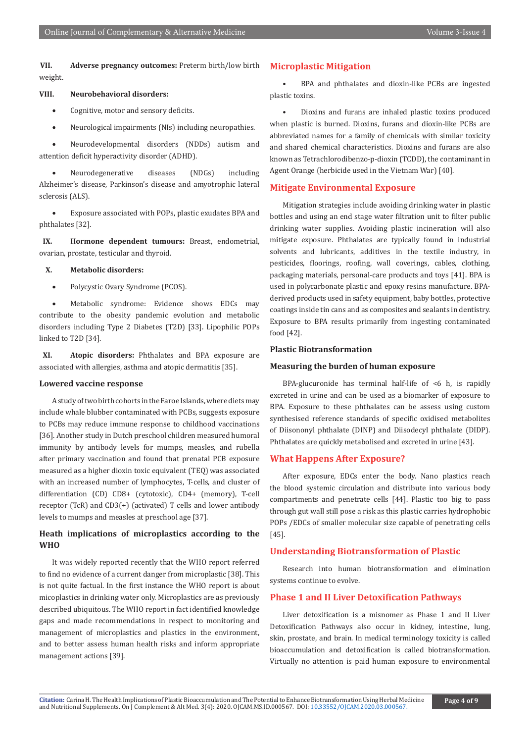**VII. Adverse pregnancy outcomes:** Preterm birth/low birth weight.

**VIII. Neurobehavioral disorders:**

- Cognitive, motor and sensory deficits.
- Neurological impairments (NIs) including neuropathies.
- Neurodevelopmental disorders (NDDs) autism and attention deficit hyperactivity disorder (ADHD).
- Neurodegenerative diseases (NDGs) including Alzheimer's disease, Parkinson's disease and amyotrophic lateral sclerosis (ALS).
- Exposure associated with POPs, plastic exudates BPA and phthalates [32].

**IX. Hormone dependent tumours:** Breast, endometrial, ovarian, prostate, testicular and thyroid.

**X. Metabolic disorders:**

- Polycystic Ovary Syndrome (PCOS).
- Metabolic syndrome: Evidence shows EDCs may contribute to the obesity pandemic evolution and metabolic disorders including Type 2 Diabetes (T2D) [33]. Lipophilic POPs linked to T2D [34].

**XI. Atopic disorders:** Phthalates and BPA exposure are associated with allergies, asthma and atopic dermatitis [35].

### Lowered vaccine response

A study of two birth cohorts in the Faroe Islands, where diets may include whale blubber contaminated with PCBs, suggests exposure to PCBs may reduce immune response to childhood vaccinations [36]. Another study in Dutch preschool children measured humoral immunity by antibody levels for mumps, measles, and rubella after primary vaccination and found that prenatal PCB exposure measured as a higher dioxin toxic equivalent (TEQ) was associated with an increased number of lymphocytes, T-cells, and cluster of differentiation (CD) CD8+ (cytotoxic), CD4+ (memory), T-cell receptor (TcR) and CD3(+) (activated) T cells and lower antibody levels to mumps and measles at preschool age [37].

### Heath implications of microplastics according to the WHO

It was widely reported recently that the WHO report referred to find no evidence of a current danger from microplastic [38]. This is not quite factual. In the first instance the WHO report is about micoplastics in drinking water only. Microplastics are as previously described ubiquitous. The WHO report in fact identified knowledge gaps and made recommendations in respect to monitoring and management of microplastics and plastics in the environment, and to better assess human health risks and inform appropriate management actions [39].

## Microplastic Mitigation

- BPA and phthalates and dioxin-like PCBs are ingested plastic toxins.
- Dioxins and furans are inhaled plastic toxins produced when plastic is burned. Dioxins, furans and dioxin-like PCBs are abbreviated names for a family of chemicals with similar toxicity and shared chemical characteristics. Dioxins and furans are also known as Tetrachlorodibenzo-p-dioxin (TCDD), the contaminant in Agent Orange (herbicide used in the Vietnam War) [40].

## Mitigate Environmental Exposure

Mitigation strategies include avoiding drinking water in plastic bottles and using an end stage water filtration unit to filter public drinking water supplies. Avoiding plastic incineration will also mitigate exposure. Phthalates are typically found in industrial solvents and lubricants, additives in the textile industry, in pesticides, floorings, roofing, wall coverings, cables, clothing, packaging materials, personal-care products and toys [41]. BPA is used in polycarbonate plastic and epoxy resins manufacture. BPA-derived products used in safety equipment, baby bottles, protective coatings inside tin cans and as composites and sealants in dentistry. Exposure to BPA results primarily from ingesting contaminated food [42].

### Plastic Biotransformation

### Measuring the burden of human exposure

BPA-glucuronide has terminal half-life of <6 h, is rapidly excreted in urine and can be used as a biomarker of exposure to BPA. Exposure to these phthalates can be assess using custom synthesised reference standards of specific oxidised metabolites of Diisononyl phthalate (DINP) and Diisodecyl phthalate (DIDP). Phthalates are quickly metabolised and excreted in urine [43].

## What Happens After Exposure?

After exposure, EDCs enter the body. Nano plastics reach the blood systemic circulation and distribute into various body compartments and penetrate cells [44]. Plastic too big to pass through gut wall still pose a risk as this plastic carries hydrophobic POPs /EDCs of smaller molecular size capable of penetrating cells [45].

## Understanding Biotransformation of Plastic

Research into human biotransformation and elimination systems continue to evolve.

## Phase 1 and II Liver Detoxification Pathways

Liver detoxification is a misnomer as Phase 1 and II Liver Detoxification Pathways also occur in kidney, intestine, lung, skin, prostate, and brain. In medical terminology toxicity is called bioaccumulation and detoxification is called biotransformation. Virtually no attention is paid human exposure to environmental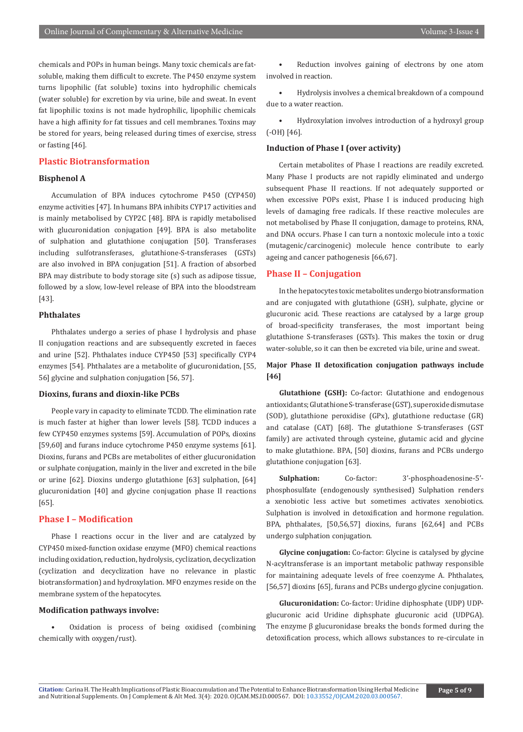chemicals and POPs in human beings. Many toxic chemicals are fat-soluble, making them difficult to excrete. The P450 enzyme system turns lipophilic (fat soluble) toxins into hydrophilic chemicals (water soluble) for excretion by via urine, bile and sweat. In event fat lipophilic toxins is not made hydrophilic, lipophilic chemicals have a high affinity for fat tissues and cell membranes. Toxins may be stored for years, being released during times of exercise, stress or fasting [46].

## Plastic Biotransformation

### Bisphenol A

Accumulation of BPA induces cytochrome P450 (CYP450) enzyme activities [47]. In humans BPA inhibits CYP17 activities and is mainly metabolised by CYP2C [48]. BPA is rapidly metabolised with glucuronidation conjugation [49]. BPA is also metabolite of sulphation and glutathione conjugation [50]. Transferases including sulfotransferases, glutathione-S-transferases (GSTs) are also involved in BPA conjugation [51]. A fraction of absorbed BPA may distribute to body storage site (s) such as adipose tissue, followed by a slow, low-level release of BPA into the bloodstream [43].

### Phthalates

Phthalates undergo a series of phase I hydrolysis and phase II conjugation reactions and are subsequently excreted in faeces and urine [52]. Phthalates induce CYP450 [53] specifically CYP4 enzymes [54]. Phthalates are a metabolite of glucuronidation, [55, 56] glycine and sulphation conjugation [56, 57].

### Dioxins, furans and dioxin-like PCBs

People vary in capacity to eliminate TCDD. The elimination rate is much faster at higher than lower levels [58]. TCDD induces a few CYP450 enzymes systems [59]. Accumulation of POPs, dioxins [59,60] and furans induce cytochrome P450 enzyme systems [61]. Dioxins, furans and PCBs are metabolites of either glucuronidation or sulphate conjugation, mainly in the liver and excreted in the bile or urine [62]. Dioxins undergo glutathione [63] sulphation, [64] glucuronidation [40] and glycine conjugation phase II reactions [65].

## Phase I – Modification

Phase I reactions occur in the liver and are catalyzed by CYP450 mixed-function oxidase enzyme (MFO) chemical reactions including oxidation, reduction, hydrolysis, cyclization, decyclization (cyclization and decyclization have no relevance in plastic biotransformation) and hydroxylation. MFO enzymes reside on the membrane system of the hepatocytes.

### Modification pathways involve:

- Oxidation is process of being oxidised (combining chemically with oxygen/rust).
- Reduction involves gaining of electrons by one atom involved in reaction.
- Hydrolysis involves a chemical breakdown of a compound due to a water reaction.
- Hydroxylation involves introduction of a hydroxyl group (-OH) [46].

### Induction of Phase I (over activity)

Certain metabolites of Phase I reactions are readily excreted. Many Phase I products are not rapidly eliminated and undergo subsequent Phase II reactions. If not adequately supported or when excessive POPs exist, Phase I is induced producing high levels of damaging free radicals. If these reactive molecules are not metabolised by Phase II conjugation, damage to proteins, RNA, and DNA occurs. Phase I can turn a nontoxic molecule into a toxic (mutagenic/carcinogenic) molecule hence contribute to early ageing and cancer pathogenesis [66,67].

## Phase II – Conjugation

In the hepatocytes toxic metabolites undergo biotransformation and are conjugated with glutathione (GSH), sulphate, glycine or glucuronic acid. These reactions are catalysed by a large group of broad-specificity transferases, the most important being glutathione S-transferases (GSTs). This makes the toxin or drug water-soluble, so it can then be excreted via bile, urine and sweat.

### Major Phase II detoxification conjugation pathways include [46]

**Glutathione (GSH):** Co-factor: Glutathione and endogenous antioxidants; Glutathione S-transferase (GST), superoxide dismutase (SOD), glutathione peroxidise (GPx), glutathione reductase (GR) and catalase (CAT) [68]. The glutathione S-transferases (GST family) are activated through cysteine, glutamic acid and glycine to make glutathione. BPA, [50] dioxins, furans and PCBs undergo glutathione conjugation [63].

**Sulphation:** Co-factor: 3'-phosphoadenosine-5'-phosphosulfate (endogenously synthesised) Sulphation renders a xenobiotic less active but sometimes activates xenobiotics. Sulphation is involved in detoxification and hormone regulation. BPA, phthalates, [50,56,57] dioxins, furans [62,64] and PCBs undergo sulphation conjugation.

**Glycine conjugation:** Co-factor: Glycine is catalysed by glycine N-acyltransferase is an important metabolic pathway responsible for maintaining adequate levels of free coenzyme A. Phthalates, [56,57] dioxins [65], furans and PCBs undergo glycine conjugation.

**Glucuronidation:** Co-factor: Uridine diphosphate (UDP) UDP-glucuronic acid Uridine diphsphate glucuronic acid (UDPGA). The enzyme β glucuronidase breaks the bonds formed during the detoxification process, which allows substances to re-circulate in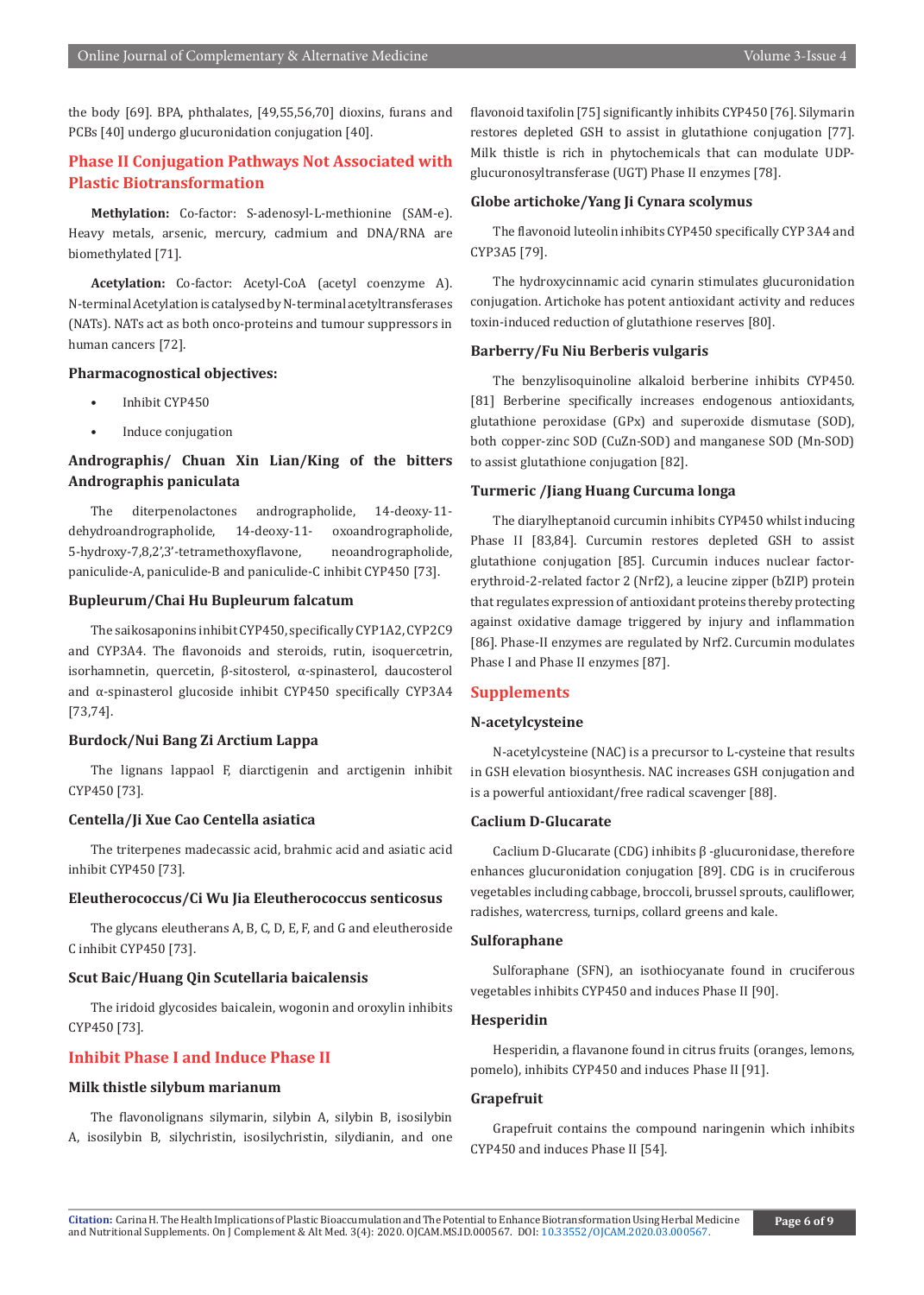the body [69]. BPA, phthalates, [49,55,56,70] dioxins, furans and PCBs [40] undergo glucuronidation conjugation [40].

## Phase II Conjugation Pathways Not Associated with Plastic Biotransformation

**Methylation:** Co-factor: S-adenosyl-L-methionine (SAM-e). Heavy metals, arsenic, mercury, cadmium and DNA/RNA are biomethylated [71].

**Acetylation:** Co-factor: Acetyl-CoA (acetyl coenzyme A). N-terminal Acetylation is catalysed by N-terminal acetyltransferases (NATs). NATs act as both onco-proteins and tumour suppressors in human cancers [72].

### Pharmacognostical objectives:

- Inhibit CYP450
- Induce conjugation

### Andrographis/ Chuan Xin Lian/King of the bitters Andrographis paniculata

The diterpenolactones andrographolide, 14-deoxy-11-dehydroandrographolide, 14-deoxy-11- oxoandrographolide, 5-hydroxy-7,8,2',3'-tetramethoxyflavone, neoandrographolide, paniculide-A, paniculide-B and paniculide-C inhibit CYP450 [73].

### Bupleurum/Chai Hu Bupleurum falcatum

The saikosaponins inhibit CYP450, specifically CYP1A2, CYP2C9 and CYP3A4. The flavonoids and steroids, rutin, isoquercetrin, isorhamnetin, quercetin, β-sitosterol, α-spinasterol, daucosterol and α-spinasterol glucoside inhibit CYP450 specifically CYP3A4 [73,74].

### Burdock/Nui Bang Zi Arctium Lappa

The lignans lappaol F, diarctigenin and arctigenin inhibit CYP450 [73].

### Centella/Ji Xue Cao Centella asiatica

The triterpenes madecassic acid, brahmic acid and asiatic acid inhibit CYP450 [73].

### Eleutherococcus/Ci Wu Jia Eleutherococcus senticosus

The glycans eleutherans A, B, C, D, E, F, and G and eleutheroside C inhibit CYP450 [73].

### Scut Baic/Huang Qin Scutellaria baicalensis

The iridoid glycosides baicalein, wogonin and oroxylin inhibits CYP450 [73].

## Inhibit Phase I and Induce Phase II

### Milk thistle silybum marianum

The flavonolignans silymarin, silybin A, silybin B, isosilybin A, isosilybin B, silychristin, isosilychristin, silydianin, and one flavonoid taxifolin [75] significantly inhibits CYP450 [76]. Silymarin restores depleted GSH to assist in glutathione conjugation [77]. Milk thistle is rich in phytochemicals that can modulate UDP-glucuronosyltransferase (UGT) Phase II enzymes [78].

### Globe artichoke/Yang Ji Cynara scolymus

The flavonoid luteolin inhibits CYP450 specifically CYP 3A4 and CYP3A5 [79].

The hydroxycinnamic acid cynarin stimulates glucuronidation conjugation. Artichoke has potent antioxidant activity and reduces toxin-induced reduction of glutathione reserves [80].

### Barberry/Fu Niu Berberis vulgaris

The benzylisoquinoline alkaloid berberine inhibits CYP450. [81] Berberine specifically increases endogenous antioxidants, glutathione peroxidase (GPx) and superoxide dismutase (SOD), both copper-zinc SOD (CuZn-SOD) and manganese SOD (Mn-SOD) to assist glutathione conjugation [82].

### Turmeric /Jiang Huang Curcuma longa

The diarylheptanoid curcumin inhibits CYP450 whilst inducing Phase II [83,84]. Curcumin restores depleted GSH to assist glutathione conjugation [85]. Curcumin induces nuclear factor-erythroid-2-related factor 2 (Nrf2), a leucine zipper (bZIP) protein that regulates expression of antioxidant proteins thereby protecting against oxidative damage triggered by injury and inflammation [86]. Phase-II enzymes are regulated by Nrf2. Curcumin modulates Phase I and Phase II enzymes [87].

## Supplements

### N-acetylcysteine

N-acetylcysteine (NAC) is a precursor to L-cysteine that results in GSH elevation biosynthesis. NAC increases GSH conjugation and is a powerful antioxidant/free radical scavenger [88].

### Caclium D-Glucarate

Caclium D-Glucarate (CDG) inhibits β -glucuronidase, therefore enhances glucuronidation conjugation [89]. CDG is in cruciferous vegetables including cabbage, broccoli, brussel sprouts, cauliflower, radishes, watercress, turnips, collard greens and kale.

### Sulforaphane

Sulforaphane (SFN), an isothiocyanate found in cruciferous vegetables inhibits CYP450 and induces Phase II [90].

### Hesperidin

Hesperidin, a flavanone found in citrus fruits (oranges, lemons, pomelo), inhibits CYP450 and induces Phase II [91].

### Grapefruit

Grapefruit contains the compound naringenin which inhibits CYP450 and induces Phase II [54].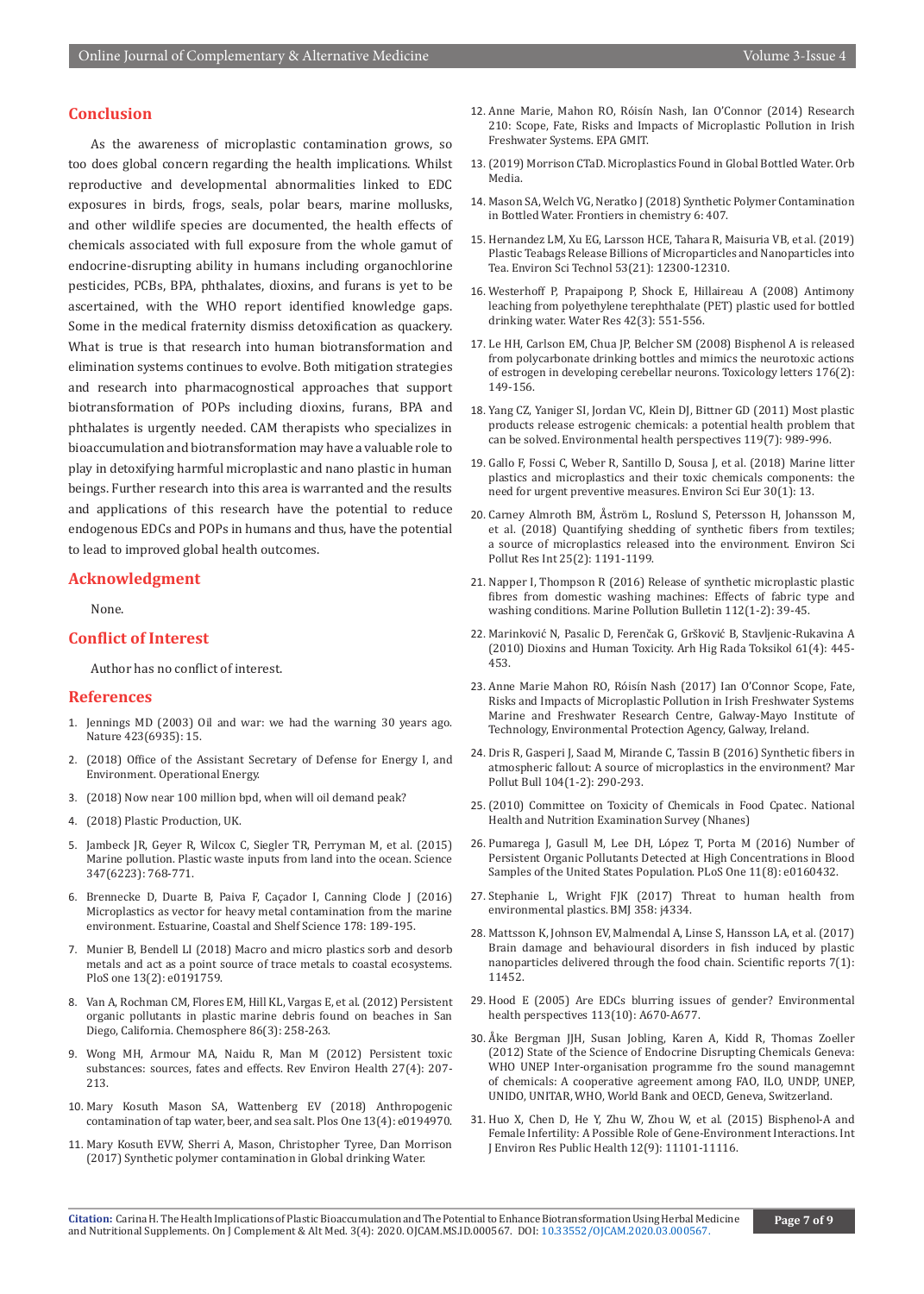## Conclusion

As the awareness of microplastic contamination grows, so too does global concern regarding the health implications. Whilst reproductive and developmental abnormalities linked to EDC exposures in birds, frogs, seals, polar bears, marine mollusks, and other wildlife species are documented, the health effects of chemicals associated with full exposure from the whole gamut of endocrine-disrupting ability in humans including organochlorine pesticides, PCBs, BPA, phthalates, dioxins, and furans is yet to be ascertained, with the WHO report identified knowledge gaps. Some in the medical fraternity dismiss detoxification as quackery. What is true is that research into human biotransformation and elimination systems continues to evolve. Both mitigation strategies and research into pharmacognostical approaches that support biotransformation of POPs including dioxins, furans, BPA and phthalates is urgently needed. CAM therapists who specializes in bioaccumulation and biotransformation may have a valuable role to play in detoxifying harmful microplastic and nano plastic in human beings. Further research into this area is warranted and the results and applications of this research have the potential to reduce endogenous EDCs and POPs in humans and thus, have the potential to lead to improved global health outcomes.

## Acknowledgment

None.

## Conflict of Interest

Author has no conflict of interest.

## References

1. Jennings MD (2003) Oil and war: we had the warning 30 years ago. Nature 423(6935): 15.
2. (2018) Office of the Assistant Secretary of Defense for Energy I, and Environment. Operational Energy.
3. (2018) Now near 100 million bpd, when will oil demand peak?
4. (2018) Plastic Production, UK.
5. Jambeck JR, Geyer R, Wilcox C, Siegler TR, Perryman M, et al. (2015) Marine pollution. Plastic waste inputs from land into the ocean. Science 347(6223): 768-771.
6. Brennecke D, Duarte B, Paiva F, Caçador I, Canning Clode J (2016) Microplastics as vector for heavy metal contamination from the marine environment. Estuarine, Coastal and Shelf Science 178: 189-195.
7. Munier B, Bendell LI (2018) Macro and micro plastics sorb and desorb metals and act as a point source of trace metals to coastal ecosystems. PloS one 13(2): e0191759.
8. Van A, Rochman CM, Flores EM, Hill KL, Vargas E, et al. (2012) Persistent organic pollutants in plastic marine debris found on beaches in San Diego, California. Chemosphere 86(3): 258-263.
9. Wong MH, Armour MA, Naidu R, Man M (2012) Persistent toxic substances: sources, fates and effects. Rev Environ Health 27(4): 207-213.
10. Mary Kosuth Mason SA, Wattenberg EV (2018) Anthropogenic contamination of tap water, beer, and sea salt. Plos One 13(4): e0194970.
11. Mary Kosuth EVW, Sherri A, Mason, Christopher Tyree, Dan Morrison (2017) Synthetic polymer contamination in Global drinking Water.
12. Anne Marie, Mahon RO, Róisín Nash, Ian O'Connor (2014) Research 210: Scope, Fate, Risks and Impacts of Microplastic Pollution in Irish Freshwater Systems. EPA GMIT.
13. (2019) Morrison CTaD. Microplastics Found in Global Bottled Water. Orb Media.
14. Mason SA, Welch VG, Neratko J (2018) Synthetic Polymer Contamination in Bottled Water. Frontiers in chemistry 6: 407.
15. Hernandez LM, Xu EG, Larsson HCE, Tahara R, Maisuria VB, et al. (2019) Plastic Teabags Release Billions of Microparticles and Nanoparticles into Tea. Environ Sci Technol 53(21): 12300-12310.
16. Westerhoff P, Prapaipong P, Shock E, Hillaireau A (2008) Antimony leaching from polyethylene terephthalate (PET) plastic used for bottled drinking water. Water Res 42(3): 551-556.
17. Le HH, Carlson EM, Chua JP, Belcher SM (2008) Bisphenol A is released from polycarbonate drinking bottles and mimics the neurotoxic actions of estrogen in developing cerebellar neurons. Toxicology letters 176(2): 149-156.
18. Yang CZ, Yaniger SI, Jordan VC, Klein DJ, Bittner GD (2011) Most plastic products release estrogenic chemicals: a potential health problem that can be solved. Environmental health perspectives 119(7): 989-996.
19. Gallo F, Fossi C, Weber R, Santillo D, Sousa J, et al. (2018) Marine litter plastics and microplastics and their toxic chemicals components: the need for urgent preventive measures. Environ Sci Eur 30(1): 13.
20. Carney Almroth BM, Åström L, Roslund S, Petersson H, Johansson M, et al. (2018) Quantifying shedding of synthetic fibers from textiles; a source of microplastics released into the environment. Environ Sci Pollut Res Int 25(2): 1191-1199.
21. Napper I, Thompson R (2016) Release of synthetic microplastic plastic fibres from domestic washing machines: Effects of fabric type and washing conditions. Marine Pollution Bulletin 112(1-2): 39-45.
22. Marinković N, Pasalic D, Ferenčak G, Gršković B, Stavljenic-Rukavina A (2010) Dioxins and Human Toxicity. Arh Hig Rada Toksikol 61(4): 445-453.
23. Anne Marie Mahon RO, Róisín Nash (2017) Ian O'Connor Scope, Fate, Risks and Impacts of Microplastic Pollution in Irish Freshwater Systems Marine and Freshwater Research Centre, Galway-Mayo Institute of Technology, Environmental Protection Agency, Galway, Ireland.
24. Dris R, Gasperi J, Saad M, Mirande C, Tassin B (2016) Synthetic fibers in atmospheric fallout: A source of microplastics in the environment? Mar Pollut Bull 104(1-2): 290-293.
25. (2010) Committee on Toxicity of Chemicals in Food Cpatec. National Health and Nutrition Examination Survey (Nhanes)
26. Pumarega J, Gasull M, Lee DH, López T, Porta M (2016) Number of Persistent Organic Pollutants Detected at High Concentrations in Blood Samples of the United States Population. PLoS One 11(8): e0160432.
27. Stephanie L, Wright FJK (2017) Threat to human health from environmental plastics. BMJ 358: j4334.
28. Mattsson K, Johnson EV, Malmendal A, Linse S, Hansson LA, et al. (2017) Brain damage and behavioural disorders in fish induced by plastic nanoparticles delivered through the food chain. Scientific reports 7(1): 11452.
29. Hood E (2005) Are EDCs blurring issues of gender? Environmental health perspectives 113(10): A670-A677.
30. Åke Bergman JJH, Susan Jobling, Karen A, Kidd R, Thomas Zoeller (2012) State of the Science of Endocrine Disrupting Chemicals Geneva: WHO UNEP Inter-organisation programme fro the sound managemnt of chemicals: A cooperative agreement among FAO, ILO, UNDP, UNEP, UNIDO, UNITAR, WHO, World Bank and OECD, Geneva, Switzerland.
31. Huo X, Chen D, He Y, Zhu W, Zhou W, et al. (2015) Bisphenol-A and Female Infertility: A Possible Role of Gene-Environment Interactions. Int J Environ Res Public Health 12(9): 11101-11116.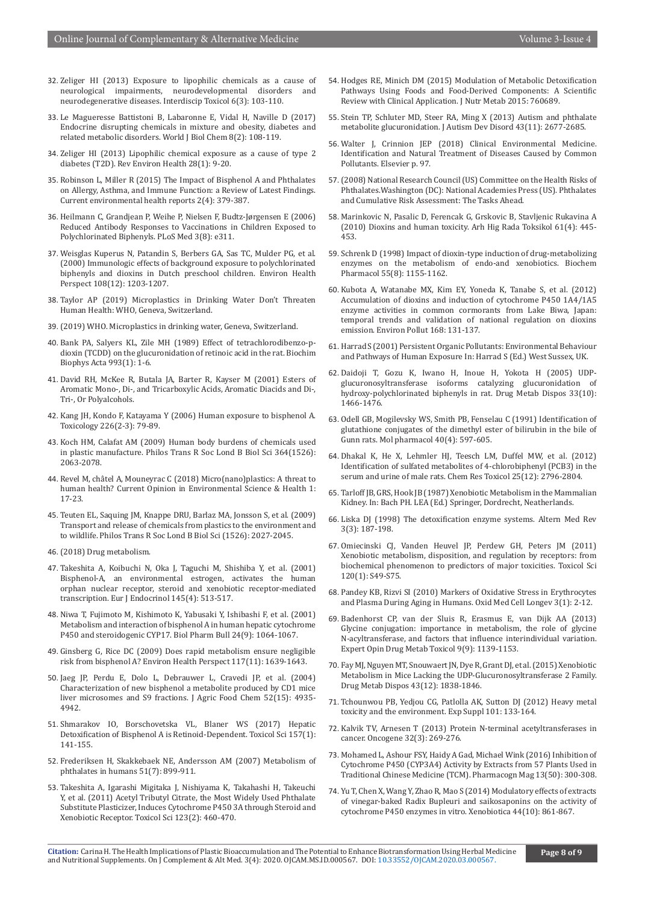32. Zeliger HI (2013) Exposure to lipophilic chemicals as a cause of neurological impairments, neurodevelopmental disorders and neurodegenerative diseases. Interdiscip Toxicol 6(3): 103-110.
33. Le Magueresse Battistoni B, Labaronne E, Vidal H, Naville D (2017) Endocrine disrupting chemicals in mixture and obesity, diabetes and related metabolic disorders. World J Biol Chem 8(2): 108-119.
34. Zeliger HI (2013) Lipophilic chemical exposure as a cause of type 2 diabetes (T2D). Rev Environ Health 28(1): 9-20.
35. Robinson L, Miller R (2015) The Impact of Bisphenol A and Phthalates on Allergy, Asthma, and Immune Function: a Review of Latest Findings. Current environmental health reports 2(4): 379-387.
36. Heilmann C, Grandjean P, Weihe P, Nielsen F, Budtz-Jørgensen E (2006) Reduced Antibody Responses to Vaccinations in Children Exposed to Polychlorinated Biphenyls. PLoS Med 3(8): e311.
37. Weisglas Kuperus N, Patandin S, Berbers GA, Sas TC, Mulder PG, et al. (2000) Immunologic effects of background exposure to polychlorinated biphenyls and dioxins in Dutch preschool children. Environ Health Perspect 108(12): 1203-1207.
38. Taylor AP (2019) Microplastics in Drinking Water Don't Threaten Human Health: WHO, Geneva, Switzerland.
39. (2019) WHO. Microplastics in drinking water, Geneva, Switzerland.
40. Bank PA, Salyers KL, Zile MH (1989) Effect of tetrachlorodibenzo-p-dioxin (TCDD) on the glucuronidation of retinoic acid in the rat. Biochim Biophys Acta 993(1): 1-6.
41. David RH, McKee R, Butala JA, Barter R, Kayser M (2001) Esters of Aromatic Mono-, Di-, and Tricarboxylic Acids, Aromatic Diacids and Di-, Tri-, Or Polyalcohols.
42. Kang JH, Kondo F, Katayama Y (2006) Human exposure to bisphenol A. Toxicology 226(2-3): 79-89.
43. Koch HM, Calafat AM (2009) Human body burdens of chemicals used in plastic manufacture. Philos Trans R Soc Lond B Biol Sci 364(1526): 2063-2078.
44. Revel M, châtel A, Mouneyrac C (2018) Micro(nano)plastics: A threat to human health? Current Opinion in Environmental Science & Health 1: 17-23.
45. Teuten EL, Saquing JM, Knappe DRU, Barlaz MA, Jonsson S, et al. (2009) Transport and release of chemicals from plastics to the environment and to wildlife. Philos Trans R Soc Lond B Biol Sci (1526): 2027-2045.
46. (2018) Drug metabolism.
47. Takeshita A, Koibuchi N, Oka J, Taguchi M, Shishiba Y, et al. (2001) Bisphenol-A, an environmental estrogen, activates the human orphan nuclear receptor, steroid and xenobiotic receptor-mediated transcription. Eur J Endocrinol 145(4): 513-517.
48. Niwa T, Fujimoto M, Kishimoto K, Yabusaki Y, Ishibashi F, et al. (2001) Metabolism and interaction of bisphenol A in human hepatic cytochrome P450 and steroidogenic CYP17. Biol Pharm Bull 24(9): 1064-1067.
49. Ginsberg G, Rice DC (2009) Does rapid metabolism ensure negligible risk from bisphenol A? Environ Health Perspect 117(11): 1639-1643.
50. Jaeg JP, Perdu E, Dolo L, Debrauwer L, Cravedi JP, et al. (2004) Characterization of new bisphenol a metabolite produced by CD1 mice liver microsomes and S9 fractions. J Agric Food Chem 52(15): 4935-4942.
51. Shmarakov IO, Borschovetska VL, Blaner WS (2017) Hepatic Detoxification of Bisphenol A is Retinoid-Dependent. Toxicol Sci 157(1): 141-155.
52. Frederiksen H, Skakkebaek NE, Andersson AM (2007) Metabolism of phthalates in humans 51(7): 899-911.
53. Takeshita A, Igarashi Migitaka J, Nishiyama K, Takahashi H, Takeuchi Y, et al. (2011) Acetyl Tributyl Citrate, the Most Widely Used Phthalate Substitute Plasticizer, Induces Cytochrome P450 3A through Steroid and Xenobiotic Receptor. Toxicol Sci 123(2): 460-470.
54. Hodges RE, Minich DM (2015) Modulation of Metabolic Detoxification Pathways Using Foods and Food-Derived Components: A Scientific Review with Clinical Application. J Nutr Metab 2015: 760689.
55. Stein TP, Schluter MD, Steer RA, Ming X (2013) Autism and phthalate metabolite glucuronidation. J Autism Dev Disord 43(11): 2677-2685.
56. Walter J, Crinnion JEP (2018) Clinical Environmental Medicine. Identification and Natural Treatment of Diseases Caused by Common Pollutants. Elsevier p. 97.
57. (2008) National Research Council (US) Committee on the Health Risks of Phthalates.Washington (DC): National Academies Press (US). Phthalates and Cumulative Risk Assessment: The Tasks Ahead.
58. Marinkovic N, Pasalic D, Ferencak G, Grskovic B, Stavljenic Rukavina A (2010) Dioxins and human toxicity. Arh Hig Rada Toksikol 61(4): 445-453.
59. Schrenk D (1998) Impact of dioxin-type induction of drug-metabolizing enzymes on the metabolism of endo-and xenobiotics. Biochem Pharmacol 55(8): 1155-1162.
60. Kubota A, Watanabe MX, Kim EY, Yoneda K, Tanabe S, et al. (2012) Accumulation of dioxins and induction of cytochrome P450 1A4/1A5 enzyme activities in common cormorants from Lake Biwa, Japan: temporal trends and validation of national regulation on dioxins emission. Environ Pollut 168: 131-137.
61. Harrad S (2001) Persistent Organic Pollutants: Environmental Behaviour and Pathways of Human Exposure In: Harrad S (Ed.) West Sussex, UK.
62. Daidoji T, Gozu K, Iwano H, Inoue H, Yokota H (2005) UDP-glucuronosyltransferase isoforms catalyzing glucuronidation of hydroxy-polychlorinated biphenyls in rat. Drug Metab Dispos 33(10): 1466-1476.
63. Odell GB, Mogilevsky WS, Smith PB, Fenselau C (1991) Identification of glutathione conjugates of the dimethyl ester of bilirubin in the bile of Gunn rats. Mol pharmacol 40(4): 597-605.
64. Dhakal K, He X, Lehmler HJ, Teesch LM, Duffel MW, et al. (2012) Identification of sulfated metabolites of 4-chlorobiphenyl (PCB3) in the serum and urine of male rats. Chem Res Toxicol 25(12): 2796-2804.
65. Tarloff JB, GRS, Hook JB (1987) Xenobiotic Metabolism in the Mammalian Kidney. In: Bach PH. LEA (Ed.) Springer, Dordrecht, Neatherlands.
66. Liska DJ (1998) The detoxification enzyme systems. Altern Med Rev 3(3): 187-198.
67. Omiecinski CJ, Vanden Heuvel JP, Perdew GH, Peters JM (2011) Xenobiotic metabolism, disposition, and regulation by receptors: from biochemical phenomenon to predictors of major toxicities. Toxicol Sci 120(1): S49-S75.
68. Pandey KB, Rizvi SI (2010) Markers of Oxidative Stress in Erythrocytes and Plasma During Aging in Humans. Oxid Med Cell Longev 3(1): 2-12.
69. Badenhorst CP, van der Sluis R, Erasmus E, van Dijk AA (2013) Glycine conjugation: importance in metabolism, the role of glycine N-acyltransferase, and factors that influence interindividual variation. Expert Opin Drug Metab Toxicol 9(9): 1139-1153.
70. Fay MJ, Nguyen MT, Snouwaert JN, Dye R, Grant DJ, et al. (2015) Xenobiotic Metabolism in Mice Lacking the UDP-Glucuronosyltransferase 2 Family. Drug Metab Dispos 43(12): 1838-1846.
71. Tchounwou PB, Yedjou CG, Patlolla AK, Sutton DJ (2012) Heavy metal toxicity and the environment. Exp Suppl 101: 133-164.
72. Kalvik TV, Arnesen T (2013) Protein N-terminal acetyltransferases in cancer. Oncogene 32(3): 269-276.
73. Mohamed L, Ashour FSY, Haidy A Gad, Michael Wink (2016) Inhibition of Cytochrome P450 (CYP3A4) Activity by Extracts from 57 Plants Used in Traditional Chinese Medicine (TCM). Pharmacogn Mag 13(50): 300-308.
74. Yu T, Chen X, Wang Y, Zhao R, Mao S (2014) Modulatory effects of extracts of vinegar-baked Radix Bupleuri and saikosaponins on the activity of cytochrome P450 enzymes in vitro. Xenobiotica 44(10): 861-867.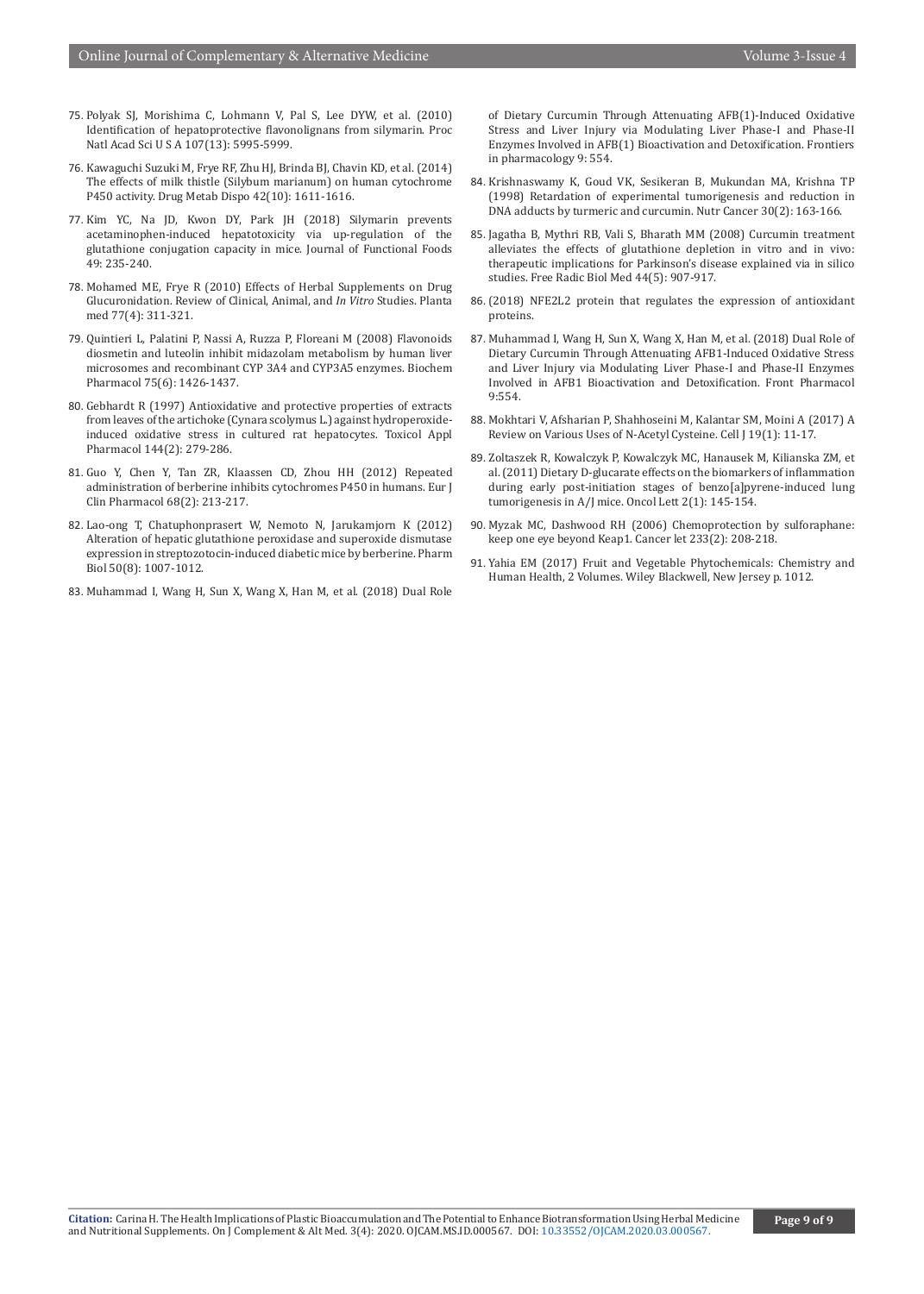75. Polyak SJ, Morishima C, Lohmann V, Pal S, Lee DYW, et al. (2010) Identification of hepatoprotective flavonolignans from silymarin. Proc Natl Acad Sci U S A 107(13): 5995-5999.
76. Kawaguchi Suzuki M, Frye RF, Zhu HJ, Brinda BJ, Chavin KD, et al. (2014) The effects of milk thistle (Silybum marianum) on human cytochrome P450 activity. Drug Metab Dispo 42(10): 1611-1616.
77. Kim YC, Na JD, Kwon DY, Park JH (2018) Silymarin prevents acetaminophen-induced hepatotoxicity via up-regulation of the glutathione conjugation capacity in mice. Journal of Functional Foods 49: 235-240.
78. Mohamed ME, Frye R (2010) Effects of Herbal Supplements on Drug Glucuronidation. Review of Clinical, Animal, and *In Vitro* Studies. Planta med 77(4): 311-321.
79. Quintieri L, Palatini P, Nassi A, Ruzza P, Floreani M (2008) Flavonoids diosmetin and luteolin inhibit midazolam metabolism by human liver microsomes and recombinant CYP 3A4 and CYP3A5 enzymes. Biochem Pharmacol 75(6): 1426-1437.
80. Gebhardt R (1997) Antioxidative and protective properties of extracts from leaves of the artichoke (Cynara scolymus L.) against hydroperoxide-induced oxidative stress in cultured rat hepatocytes. Toxicol Appl Pharmacol 144(2): 279-286.
81. Guo Y, Chen Y, Tan ZR, Klaassen CD, Zhou HH (2012) Repeated administration of berberine inhibits cytochromes P450 in humans. Eur J Clin Pharmacol 68(2): 213-217.
82. Lao-ong T, Chatuphonprasert W, Nemoto N, Jarukamjorn K (2012) Alteration of hepatic glutathione peroxidase and superoxide dismutase expression in streptozotocin-induced diabetic mice by berberine. Pharm Biol 50(8): 1007-1012.
83. Muhammad I, Wang H, Sun X, Wang X, Han M, et al. (2018) Dual Role of Dietary Curcumin Through Attenuating AFB(1)-Induced Oxidative Stress and Liver Injury via Modulating Liver Phase-I and Phase-II Enzymes Involved in AFB(1) Bioactivation and Detoxification. Frontiers in pharmacology 9: 554.
84. Krishnaswamy K, Goud VK, Sesikeran B, Mukundan MA, Krishna TP (1998) Retardation of experimental tumorigenesis and reduction in DNA adducts by turmeric and curcumin. Nutr Cancer 30(2): 163-166.
85. Jagatha B, Mythri RB, Vali S, Bharath MM (2008) Curcumin treatment alleviates the effects of glutathione depletion in vitro and in vivo: therapeutic implications for Parkinson's disease explained via in silico studies. Free Radic Biol Med 44(5): 907-917.
86. (2018) NFE2L2 protein that regulates the expression of antioxidant proteins.
87. Muhammad I, Wang H, Sun X, Wang X, Han M, et al. (2018) Dual Role of Dietary Curcumin Through Attenuating AFB1-Induced Oxidative Stress and Liver Injury via Modulating Liver Phase-I and Phase-II Enzymes Involved in AFB1 Bioactivation and Detoxification. Front Pharmacol 9:554.
88. Mokhtari V, Afsharian P, Shahhoseini M, Kalantar SM, Moini A (2017) A Review on Various Uses of N-Acetyl Cysteine. Cell J 19(1): 11-17.
89. Zoltaszek R, Kowalczyk P, Kowalczyk MC, Hanausek M, Kilianska ZM, et al. (2011) Dietary D-glucarate effects on the biomarkers of inflammation during early post-initiation stages of benzo[a]pyrene-induced lung tumorigenesis in A/J mice. Oncol Lett 2(1): 145-154.
90. Myzak MC, Dashwood RH (2006) Chemoprotection by sulforaphane: keep one eye beyond Keap1. Cancer let 233(2): 208-218.
91. Yahia EM (2017) Fruit and Vegetable Phytochemicals: Chemistry and Human Health, 2 Volumes. Wiley Blackwell, New Jersey p. 1012.